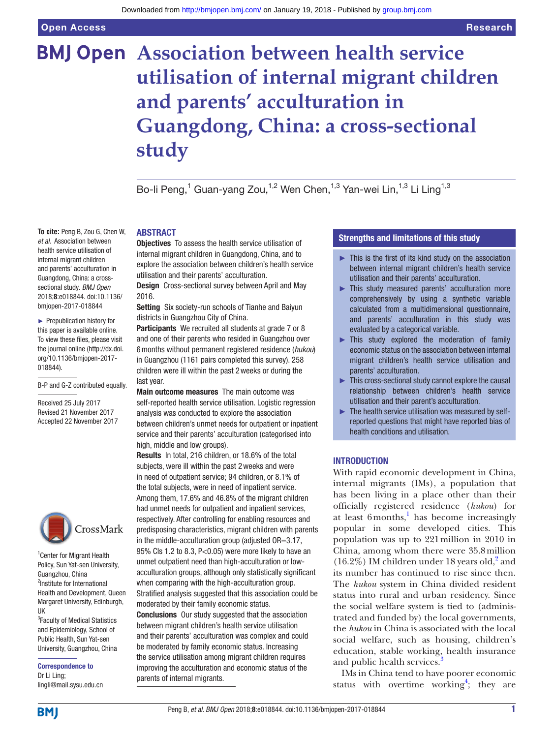# Association between health service utilisation of internal migrant children and parents' acculturation in Guangdong, China: a cross-sectional study

Bo-li Peng,[1] Guan-yang Zou,[1,2] Wen Chen,[1,3] Yan-wei Lin,[1,3] Li Ling[1,3]

**To cite:** Peng B, Zou G, Chen W, *et al*. Association between health service utilisation of internal migrant children and parents' acculturation in Guangdong, China: a cross-sectional study. *BMJ Open* 2018;**8**:e018844. doi:10.1136/bmjopen-2017-018844

► Prepublication history for this paper is available online. To view these files, please visit the journal online (http://dx.doi.org/10.1136/bmjopen-2017-018844).

B-P and G-Z contributed equally.

Received 25 July 2017
Revised 21 November 2017
Accepted 22 November 2017

[1]Center for Migrant Health Policy, Sun Yat-sen University, Guangzhou, China
[2]Institute for International Health and Development, Queen Margaret University, Edinburgh, UK
[3]Faculty of Medical Statistics and Epidemiology, School of Public Health, Sun Yat-sen University, Guangzhou, China

**Correspondence to**
Dr Li Ling;
lingli@mail.sysu.edu.cn

## ABSTRACT

**Objectives** To assess the health service utilisation of internal migrant children in Guangdong, China, and to explore the association between children's health service utilisation and their parents' acculturation.

**Design** Cross-sectional survey between April and May 2016.

**Setting** Six society-run schools of Tianhe and Baiyun districts in Guangzhou City of China.

**Participants** We recruited all students at grade 7 or 8 and one of their parents who resided in Guangzhou over 6 months without permanent registered residence (*hukou*) in Guangzhou (1161 pairs completed this survey). 258 children were ill within the past 2 weeks or during the last year.

**Main outcome measures** The main outcome was self-reported health service utilisation. Logistic regression analysis was conducted to explore the association between children's unmet needs for outpatient or inpatient service and their parents' acculturation (categorised into high, middle and low groups).

**Results** In total, 216 children, or 18.6% of the total subjects, were ill within the past 2 weeks and were in need of outpatient service; 94 children, or 8.1% of the total subjects, were in need of inpatient service. Among them, 17.6% and 46.8% of the migrant children had unmet needs for outpatient and inpatient services, respectively. After controlling for enabling resources and predisposing characteristics, migrant children with parents in the middle-acculturation group (adjusted OR=3.17, 95% CIs 1.2 to 8.3, $P<0.05$) were more likely to have an unmet outpatient need than high-acculturation or low-acculturation groups, although only statistically significant when comparing with the high-acculturation group. Stratified analysis suggested that this association could be moderated by their family economic status.

**Conclusions** Our study suggested that the association between migrant children's health service utilisation and their parents' acculturation was complex and could be moderated by family economic status. Increasing the service utilisation among migrant children requires improving the acculturation and economic status of the parents of internal migrants.

## Strengths and limitations of this study

- ► This is the first of its kind study on the association between internal migrant children's health service utilisation and their parents' acculturation.
- ► This study measured parents' acculturation more comprehensively by using a synthetic variable calculated from a multidimensional questionnaire, and parents' acculturation in this study was evaluated by a categorical variable.
- ► This study explored the moderation of family economic status on the association between internal migrant children's health service utilisation and parents' acculturation.
- ► This cross-sectional study cannot explore the causal relationship between children's health service utilisation and their parent's acculturation.
- ► The health service utilisation was measured by self-reported questions that might have reported bias of health conditions and utilisation.

## INTRODUCTION

With rapid economic development in China, internal migrants (IMs), a population that has been living in a place other than their officially registered residence (*hukou*) for at least 6 months,[1] has become increasingly popular in some developed cities. This population was up to 221 million in 2010 in China, among whom there were 35.8 million (16.2%) IM children under 18 years old,[2] and its number has continued to rise since then. The *hukou* system in China divided resident status into rural and urban residency. Since the social welfare system is tied to (administrated and funded by) the local governments, the *hukou* in China is associated with the local social welfare, such as housing, children's education, stable working, health insurance and public health services.[3]

IMs in China tend to have poorer economic status with overtime working[4]; they are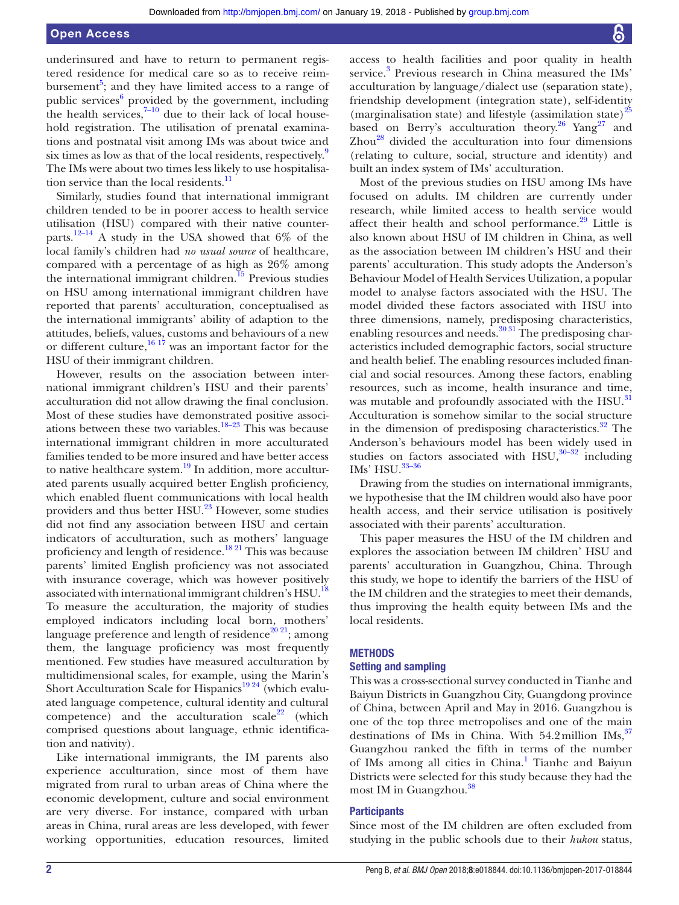underinsured and have to return to permanent registered residence for medical care so as to receive reimbursement[5]; and they have limited access to a range of public services[6] provided by the government, including the health services,[7–10] due to their lack of local household registration. The utilisation of prenatal examinations and postnatal visit among IMs was about twice and six times as low as that of the local residents, respectively.[9] The IMs were about two times less likely to use hospitalisation service than the local residents.[11]

Similarly, studies found that international immigrant children tended to be in poorer access to health service utilisation (HSU) compared with their native counterparts.[12–14] A study in the USA showed that 6% of the local family's children had *no usual source* of healthcare, compared with a percentage of as high as 26% among the international immigrant children.[15] Previous studies on HSU among international immigrant children have reported that parents' acculturation, conceptualised as the international immigrants' ability of adaption to the attitudes, beliefs, values, customs and behaviours of a new or different culture,[16 17] was an important factor for the HSU of their immigrant children.

However, results on the association between international immigrant children's HSU and their parents' acculturation did not allow drawing the final conclusion. Most of these studies have demonstrated positive associations between these two variables.[18–23] This was because international immigrant children in more acculturated families tended to be more insured and have better access to native healthcare system.[19] In addition, more acculturated parents usually acquired better English proficiency, which enabled fluent communications with local health providers and thus better HSU.[23] However, some studies did not find any association between HSU and certain indicators of acculturation, such as mothers' language proficiency and length of residence.[18 21] This was because parents' limited English proficiency was not associated with insurance coverage, which was however positively associated with international immigrant children's HSU.[18] To measure the acculturation, the majority of studies employed indicators including local born, mothers' language preference and length of residence[20 21]; among them, the language proficiency was most frequently mentioned. Few studies have measured acculturation by multidimensional scales, for example, using the Marin's Short Acculturation Scale for Hispanics[19 24] (which evaluated language competence, cultural identity and cultural competence) and the acculturation scale[22] (which comprised questions about language, ethnic identification and nativity).

Like international immigrants, the IM parents also experience acculturation, since most of them have migrated from rural to urban areas of China where the economic development, culture and social environment are very diverse. For instance, compared with urban areas in China, rural areas are less developed, with fewer working opportunities, education resources, limited access to health facilities and poor quality in health service.[3] Previous research in China measured the IMs' acculturation by language/dialect use (separation state), friendship development (integration state), self-identity (marginalisation state) and lifestyle (assimilation state)[25] based on Berry's acculturation theory.[26] Yang[27] and Zhou[28] divided the acculturation into four dimensions (relating to culture, social, structure and identity) and built an index system of IMs' acculturation.

Most of the previous studies on HSU among IMs have focused on adults. IM children are currently under research, while limited access to health service would affect their health and school performance.[29] Little is also known about HSU of IM children in China, as well as the association between IM children's HSU and their parents' acculturation. This study adopts the Anderson's Behaviour Model of Health Services Utilization, a popular model to analyse factors associated with the HSU. The model divided these factors associated with HSU into three dimensions, namely, predisposing characteristics, enabling resources and needs.[30 31] The predisposing characteristics included demographic factors, social structure and health belief. The enabling resources included financial and social resources. Among these factors, enabling resources, such as income, health insurance and time, was mutable and profoundly associated with the HSU.[31] Acculturation is somehow similar to the social structure in the dimension of predisposing characteristics.[32] The Anderson's behaviours model has been widely used in studies on factors associated with HSU,[30–32] including IMs' HSU.[33–36]

Drawing from the studies on international immigrants, we hypothesise that the IM children would also have poor health access, and their service utilisation is positively associated with their parents' acculturation.

This paper measures the HSU of the IM children and explores the association between IM children' HSU and parents' acculturation in Guangzhou, China. Through this study, we hope to identify the barriers of the HSU of the IM children and the strategies to meet their demands, thus improving the health equity between IMs and the local residents.

## METHODS

### Setting and sampling

This was a cross-sectional survey conducted in Tianhe and Baiyun Districts in Guangzhou City, Guangdong province of China, between April and May in 2016. Guangzhou is one of the top three metropolises and one of the main destinations of IMs in China. With 54.2 million IMs,[37] Guangzhou ranked the fifth in terms of the number of IMs among all cities in China.[1] Tianhe and Baiyun Districts were selected for this study because they had the most IM in Guangzhou.[38]

### Participants

Since most of the IM children are often excluded from studying in the public schools due to their *hukou* status,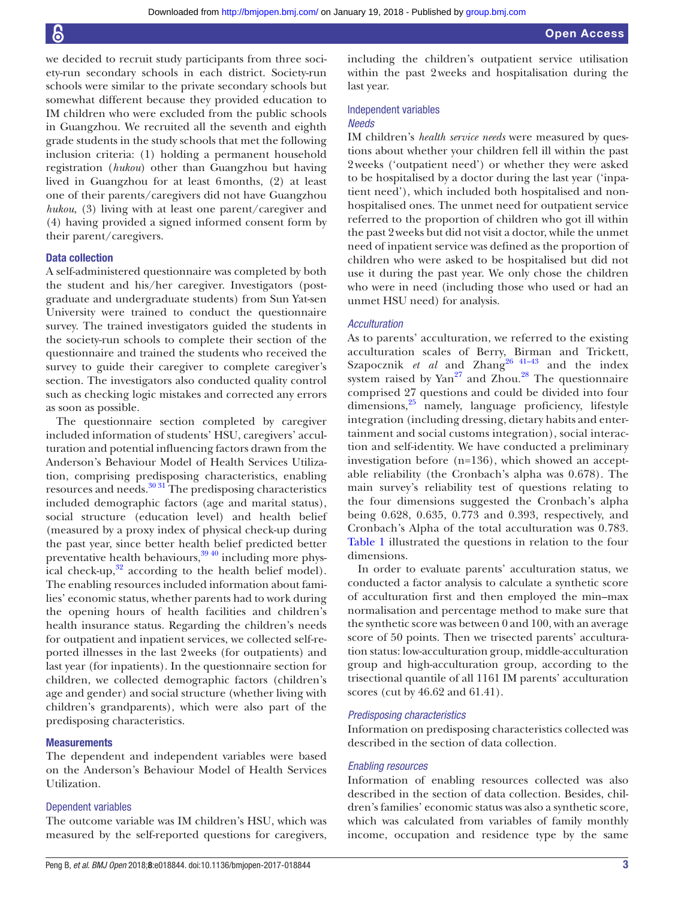we decided to recruit study participants from three society-run secondary schools in each district. Society-run schools were similar to the private secondary schools but somewhat different because they provided education to IM children who were excluded from the public schools in Guangzhou. We recruited all the seventh and eighth grade students in the study schools that met the following inclusion criteria: (1) holding a permanent household registration (*hukou*) other than Guangzhou but having lived in Guangzhou for at least 6 months, (2) at least one of their parents/caregivers did not have Guangzhou *hukou*, (3) living with at least one parent/caregiver and (4) having provided a signed informed consent form by their parent/caregivers.

### Data collection

A self-administered questionnaire was completed by both the student and his/her caregiver. Investigators (postgraduate and undergraduate students) from Sun Yat-sen University were trained to conduct the questionnaire survey. The trained investigators guided the students in the society-run schools to complete their section of the questionnaire and trained the students who received the survey to guide their caregiver to complete caregiver's section. The investigators also conducted quality control such as checking logic mistakes and corrected any errors as soon as possible.

The questionnaire section completed by caregiver included information of students' HSU, caregivers' acculturation and potential influencing factors drawn from the Anderson's Behaviour Model of Health Services Utilization, comprising predisposing characteristics, enabling resources and needs.[30 31] The predisposing characteristics included demographic factors (age and marital status), social structure (education level) and health belief (measured by a proxy index of physical check-up during the past year, since better health belief predicted better preventative health behaviours,[39 40] including more physical check-up,[32] according to the health belief model). The enabling resources included information about families' economic status, whether parents had to work during the opening hours of health facilities and children's health insurance status. Regarding the children's needs for outpatient and inpatient services, we collected self-reported illnesses in the last 2 weeks (for outpatients) and last year (for inpatients). In the questionnaire section for children, we collected demographic factors (children's age and gender) and social structure (whether living with children's grandparents), which were also part of the predisposing characteristics.

### Measurements

The dependent and independent variables were based on the Anderson's Behaviour Model of Health Services Utilization.

#### Dependent variables

The outcome variable was IM children's HSU, which was measured by the self-reported questions for caregivers, including the children's outpatient service utilisation within the past 2 weeks and hospitalisation during the last year.

#### Independent variables

##### *Needs*

IM children's *health service needs* were measured by questions about whether your children fell ill within the past 2 weeks ('outpatient need') or whether they were asked to be hospitalised by a doctor during the last year ('inpatient need'), which included both hospitalised and non-hospitalised ones. The unmet need for outpatient service referred to the proportion of children who got ill within the past 2 weeks but did not visit a doctor, while the unmet need of inpatient service was defined as the proportion of children who were asked to be hospitalised but did not use it during the past year. We only chose the children who were in need (including those who used or had an unmet HSU need) for analysis.

##### *Acculturation*

As to parents' acculturation, we referred to the existing acculturation scales of Berry, Birman and Trickett, Szapocznik *et al* and Zhang[26 41–43] and the index system raised by Yan[27] and Zhou.[28] The questionnaire comprised 27 questions and could be divided into four dimensions,[25] namely, language proficiency, lifestyle integration (including dressing, dietary habits and entertainment and social customs integration), social interaction and self-identity. We have conducted a preliminary investigation before (n=136), which showed an acceptable reliability (the Cronbach's alpha was 0.678). The main survey's reliability test of questions relating to the four dimensions suggested the Cronbach's alpha being 0.628, 0.635, 0.773 and 0.393, respectively, and Cronbach's Alpha of the total acculturation was 0.783. Table 1 illustrated the questions in relation to the four dimensions.

In order to evaluate parents' acculturation status, we conducted a factor analysis to calculate a synthetic score of acculturation first and then employed the min–max normalisation and percentage method to make sure that the synthetic score was between 0 and 100, with an average score of 50 points. Then we trisected parents' acculturation status: low-acculturation group, middle-acculturation group and high-acculturation group, according to the trisectional quantile of all 1161 IM parents' acculturation scores (cut by 46.62 and 61.41).

##### *Predisposing characteristics*

Information on predisposing characteristics collected was described in the section of data collection.

##### *Enabling resources*

Information of enabling resources collected was also described in the section of data collection. Besides, children's families' economic status was also a synthetic score, which was calculated from variables of family monthly income, occupation and residence type by the same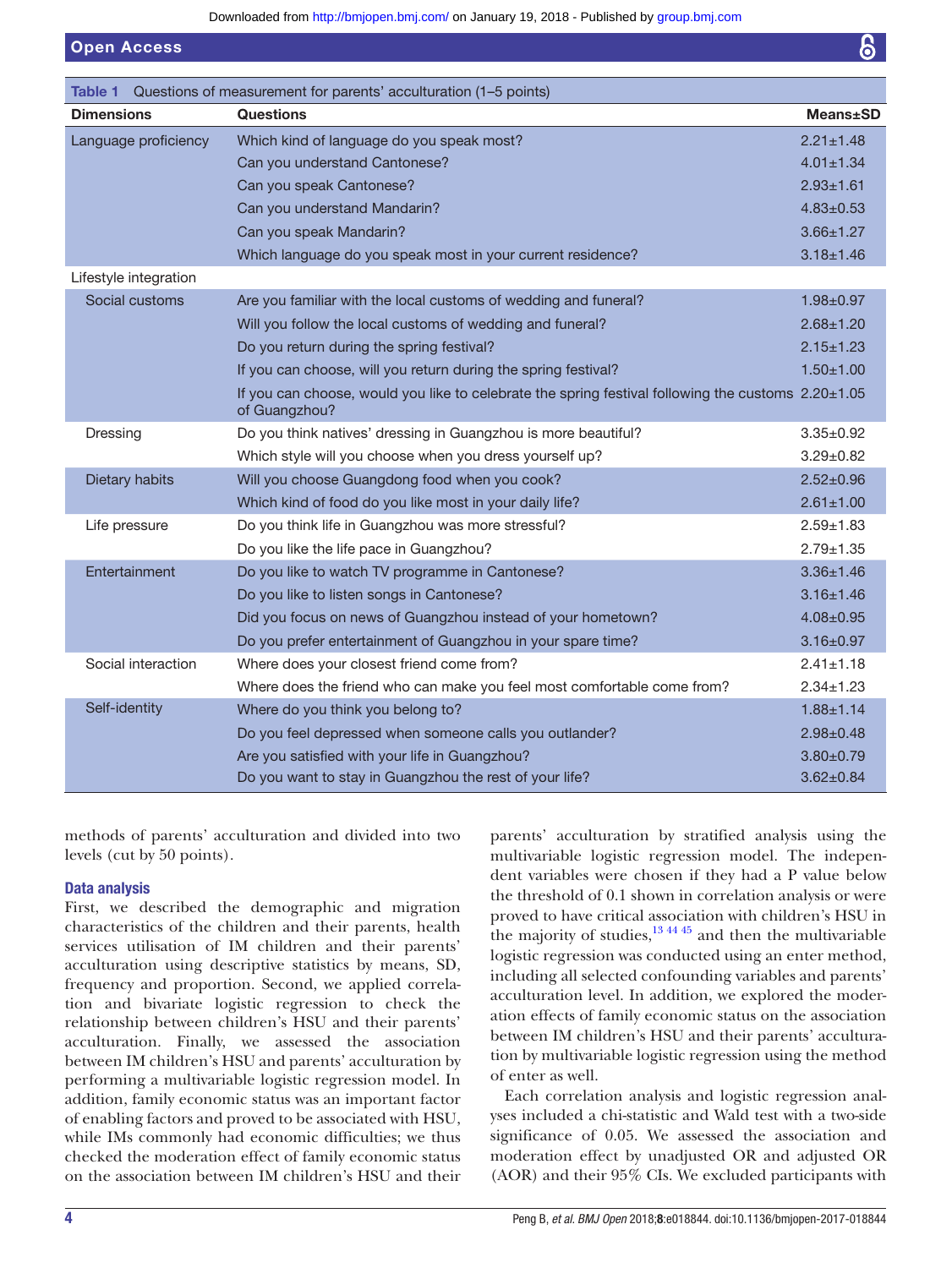**Table 1** Questions of measurement for parents' acculturation (1–5 points)

| Dimensions | Questions | Means±SD |
|---|---|---|
| Language proficiency | Which kind of language do you speak most? | 2.21±1.48 |
| | Can you understand Cantonese? | 4.01±1.34 |
| | Can you speak Cantonese? | 2.93±1.61 |
| | Can you understand Mandarin? | 4.83±0.53 |
| | Can you speak Mandarin? | 3.66±1.27 |
| | Which language do you speak most in your current residence? | 3.18±1.46 |
| Lifestyle integration | | |
| Social customs | Are you familiar with the local customs of wedding and funeral? | 1.98±0.97 |
| | Will you follow the local customs of wedding and funeral? | 2.68±1.20 |
| | Do you return during the spring festival? | 2.15±1.23 |
| | If you can choose, will you return during the spring festival? | 1.50±1.00 |
| | If you can choose, would you like to celebrate the spring festival following the customs of Guangzhou? | 2.20±1.05 |
| Dressing | Do you think natives' dressing in Guangzhou is more beautiful? | 3.35±0.92 |
| | Which style will you choose when you dress yourself up? | 3.29±0.82 |
| Dietary habits | Will you choose Guangdong food when you cook? | 2.52±0.96 |
| | Which kind of food do you like most in your daily life? | 2.61±1.00 |
| Life pressure | Do you think life in Guangzhou was more stressful? | 2.59±1.83 |
| | Do you like the life pace in Guangzhou? | 2.79±1.35 |
| Entertainment | Do you like to watch TV programme in Cantonese? | 3.36±1.46 |
| | Do you like to listen songs in Cantonese? | 3.16±1.46 |
| | Did you focus on news of Guangzhou instead of your hometown? | 4.08±0.95 |
| | Do you prefer entertainment of Guangzhou in your spare time? | 3.16±0.97 |
| Social interaction | Where does your closest friend come from? | 2.41±1.18 |
| | Where does the friend who can make you feel most comfortable come from? | 2.34±1.23 |
| Self-identity | Where do you think you belong to? | 1.88±1.14 |
| | Do you feel depressed when someone calls you outlander? | 2.98±0.48 |
| | Are you satisfied with your life in Guangzhou? | 3.80±0.79 |
| | Do you want to stay in Guangzhou the rest of your life? | 3.62±0.84 |

methods of parents' acculturation and divided into two levels (cut by 50 points).

### Data analysis

First, we described the demographic and migration characteristics of the children and their parents, health services utilisation of IM children and their parents' acculturation using descriptive statistics by means, SD, frequency and proportion. Second, we applied correlation and bivariate logistic regression to check the relationship between children's HSU and their parents' acculturation. Finally, we assessed the association between IM children's HSU and parents' acculturation by performing a multivariable logistic regression model. In addition, family economic status was an important factor of enabling factors and proved to be associated with HSU, while IMs commonly had economic difficulties; we thus checked the moderation effect of family economic status on the association between IM children's HSU and their parents' acculturation by stratified analysis using the multivariable logistic regression model. The independent variables were chosen if they had a P value below the threshold of 0.1 shown in correlation analysis or were proved to have critical association with children's HSU in the majority of studies,[13 44 45] and then the multivariable logistic regression was conducted using an enter method, including all selected confounding variables and parents' acculturation level. In addition, we explored the moderation effects of family economic status on the association between IM children's HSU and their parents' acculturation by multivariable logistic regression using the method of enter as well.

Each correlation analysis and logistic regression analyses included a chi-statistic and Wald test with a two-side significance of 0.05. We assessed the association and moderation effect by unadjusted OR and adjusted OR (AOR) and their 95% CIs. We excluded participants with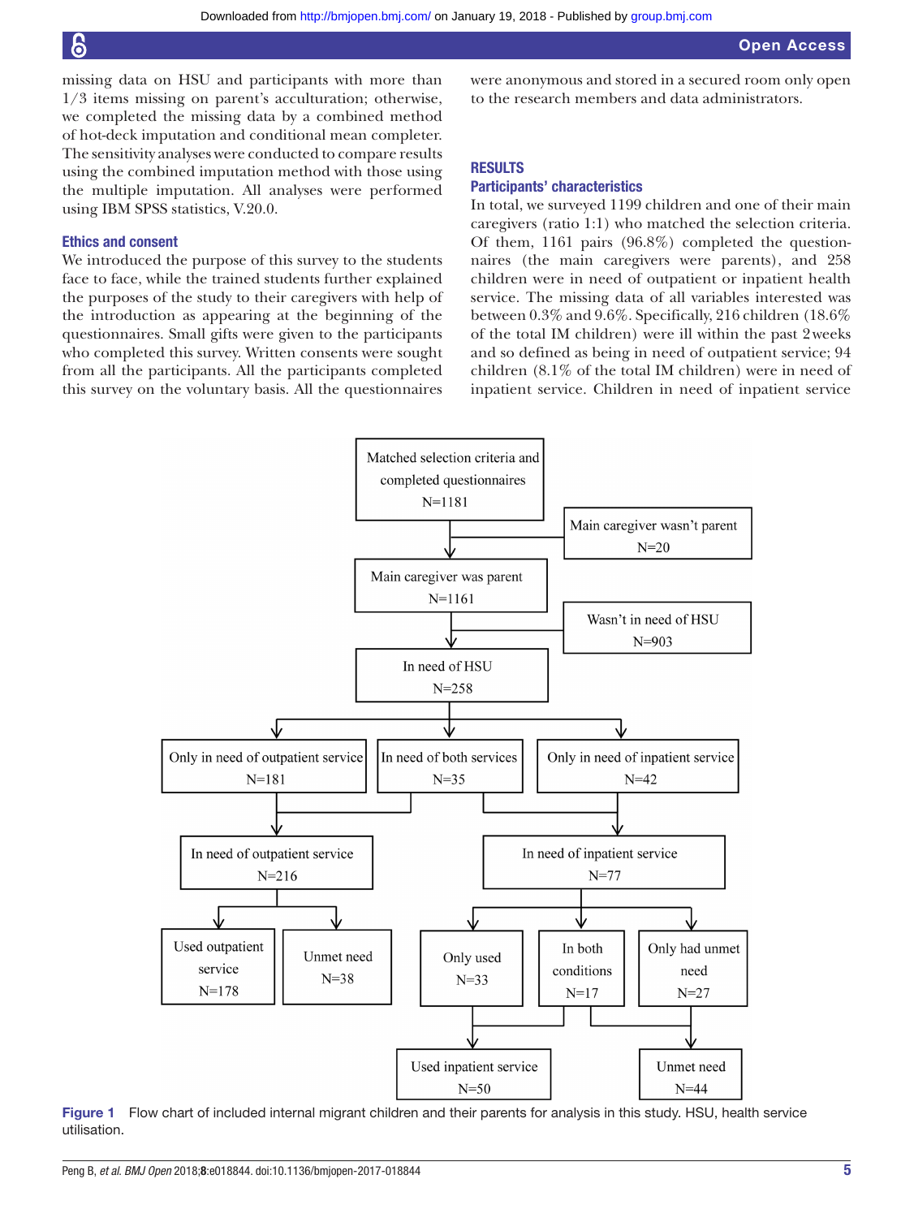missing data on HSU and participants with more than 1/3 items missing on parent's acculturation; otherwise, we completed the missing data by a combined method of hot-deck imputation and conditional mean completer. The sensitivity analyses were conducted to compare results using the combined imputation method with those using the multiple imputation. All analyses were performed using IBM SPSS statistics, V.20.0.

### Ethics and consent

We introduced the purpose of this survey to the students face to face, while the trained students further explained the purposes of the study to their caregivers with help of the introduction as appearing at the beginning of the questionnaires. Small gifts were given to the participants who completed this survey. Written consents were sought from all the participants. All the participants completed this survey on the voluntary basis. All the questionnaires were anonymous and stored in a secured room only open to the research members and data administrators.

## RESULTS

### Participants' characteristics

In total, we surveyed 1199 children and one of their main caregivers (ratio 1:1) who matched the selection criteria. Of them, 1161 pairs (96.8%) completed the questionnaires (the main caregivers were parents), and 258 children were in need of outpatient or inpatient health service. The missing data of all variables interested was between 0.3% and 9.6%. Specifically, 216 children (18.6% of the total IM children) were ill within the past 2 weeks and so defined as being in need of outpatient service; 94 children (8.1% of the total IM children) were in need of inpatient service. Children in need of inpatient service

Matched selection criteria and completed questionnaires N=1181
Main caregiver wasn't parent N=20
Main caregiver was parent N=1161
Wasn't in need of HSU N=903
In need of HSU N=258
Only in need of outpatient service N=181
In need of both services N=35
Only in need of inpatient service N=42
In need of outpatient service N=216
In need of inpatient service N=77
Used outpatient service N=178
Unmet need N=38
Only used N=33
In both conditions N=17
Only had unmet need N=27
Used inpatient service N=50
Unmet need N=44

Figure 1 Flow chart of included internal migrant children and their parents for analysis in this study. HSU, health service utilisation.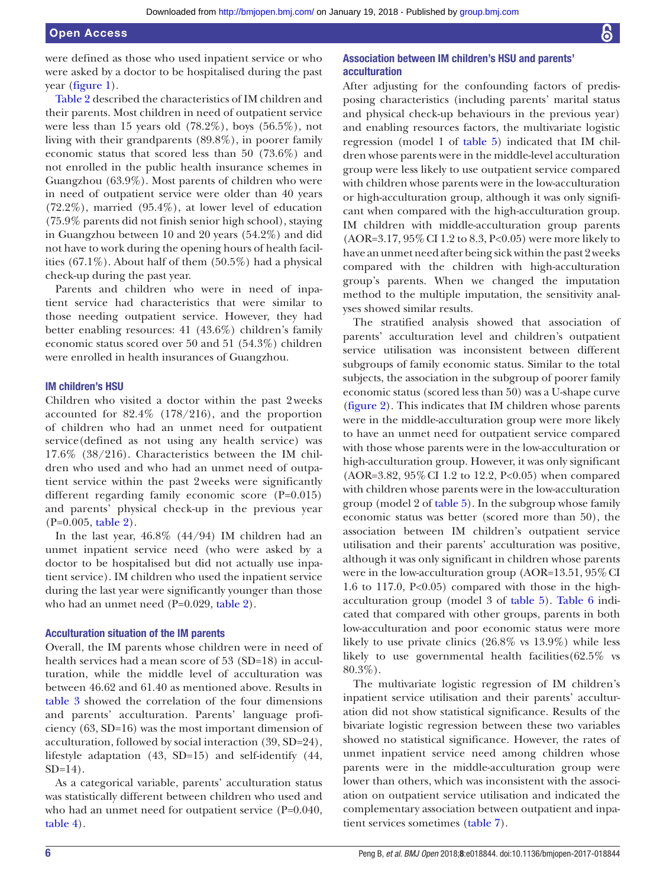were defined as those who used inpatient service or who were asked by a doctor to be hospitalised during the past year (figure 1).

Table 2 described the characteristics of IM children and their parents. Most children in need of outpatient service were less than 15 years old (78.2%), boys (56.5%), not living with their grandparents (89.8%), in poorer family economic status that scored less than 50 (73.6%) and not enrolled in the public health insurance schemes in Guangzhou (63.9%). Most parents of children who were in need of outpatient service were older than 40 years (72.2%), married (95.4%), at lower level of education (75.9% parents did not finish senior high school), staying in Guangzhou between 10 and 20 years (54.2%) and did not have to work during the opening hours of health facilities (67.1%). About half of them (50.5%) had a physical check-up during the past year.

Parents and children who were in need of inpatient service had characteristics that were similar to those needing outpatient service. However, they had better enabling resources: 41 (43.6%) children's family economic status scored over 50 and 51 (54.3%) children were enrolled in health insurances of Guangzhou.

### IM children's HSU

Children who visited a doctor within the past 2weeks accounted for 82.4% (178/216), and the proportion of children who had an unmet need for outpatient service(defined as not using any health service) was 17.6% (38/216). Characteristics between the IM children who used and who had an unmet need of outpatient service within the past 2weeks were significantly different regarding family economic score (P=0.015) and parents' physical check-up in the previous year (P=0.005, table 2).

In the last year, 46.8% (44/94) IM children had an unmet inpatient service need (who were asked by a doctor to be hospitalised but did not actually use inpatient service). IM children who used the inpatient service during the last year were significantly younger than those who had an unmet need (P=0.029, table 2).

### Acculturation situation of the IM parents

Overall, the IM parents whose children were in need of health services had a mean score of 53 (SD=18) in acculturation, while the middle level of acculturation was between 46.62 and 61.40 as mentioned above. Results in table 3 showed the correlation of the four dimensions and parents' acculturation. Parents' language proficiency (63, SD=16) was the most important dimension of acculturation, followed by social interaction (39, SD=24), lifestyle adaptation (43, SD=15) and self-identify (44, SD=14).

As a categorical variable, parents' acculturation status was statistically different between children who used and who had an unmet need for outpatient service (P=0.040, table 4).

### Association between IM children's HSU and parents' acculturation

After adjusting for the confounding factors of predisposing characteristics (including parents' marital status and physical check-up behaviours in the previous year) and enabling resources factors, the multivariate logistic regression (model 1 of table 5) indicated that IM children whose parents were in the middle-level acculturation group were less likely to use outpatient service compared with children whose parents were in the low-acculturation or high-acculturation group, although it was only significant when compared with the high-acculturation group. IM children with middle-acculturation group parents (AOR=3.17, 95% CI 1.2 to 8.3, P<0.05) were more likely to have an unmet need after being sick within the past 2weeks compared with the children with high-acculturation group's parents. When we changed the imputation method to the multiple imputation, the sensitivity analyses showed similar results.

The stratified analysis showed that association of parents' acculturation level and children's outpatient service utilisation was inconsistent between different subgroups of family economic status. Similar to the total subjects, the association in the subgroup of poorer family economic status (scored less than 50) was a U-shape curve (figure 2). This indicates that IM children whose parents were in the middle-acculturation group were more likely to have an unmet need for outpatient service compared with those whose parents were in the low-acculturation or high-acculturation group. However, it was only significant (AOR=3.82, 95% CI 1.2 to 12.2, P<0.05) when compared with children whose parents were in the low-acculturation group (model 2 of table 5). In the subgroup whose family economic status was better (scored more than 50), the association between IM children's outpatient service utilisation and their parents' acculturation was positive, although it was only significant in children whose parents were in the low-acculturation group (AOR=13.51, 95% CI 1.6 to 117.0, P<0.05) compared with those in the high-acculturation group (model 3 of table 5). Table 6 indicated that compared with other groups, parents in both low-acculturation and poor economic status were more likely to use private clinics (26.8% vs 13.9%) while less likely to use governmental health facilities(62.5% vs 80.3%).

The multivariate logistic regression of IM children's inpatient service utilisation and their parents' acculturation did not show statistical significance. Results of the bivariate logistic regression between these two variables showed no statistical significance. However, the rates of unmet inpatient service need among children whose parents were in the middle-acculturation group were lower than others, which was inconsistent with the association on outpatient service utilisation and indicated the complementary association between outpatient and inpatient services sometimes (table 7).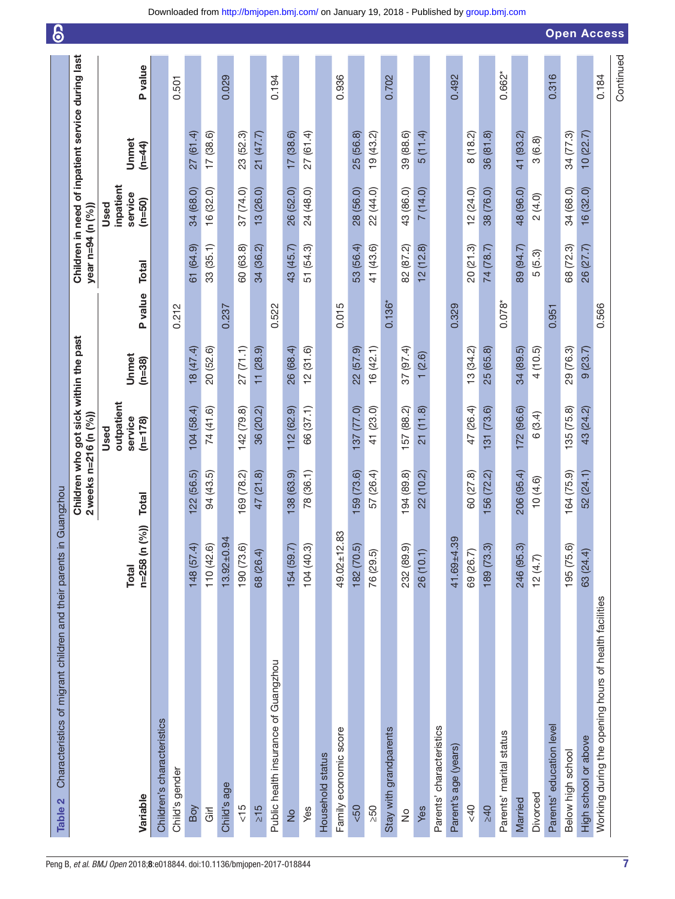**Table 2** Characteristics of migrant children and their parents in Guangzhou

| Variable | Total n=258 (n (%)) | Children who got sick within the past 2 weeks n=216 (n (%)) Total | Used outpatient service (n=178) | Unmet (n=38) | P value | Children in need of inpatient service during last year n=94 (n (%)) Total | Used inpatient service (n=50) | Unmet (n=44) | P value |
|---|---|---|---|---|---|---|---|---|---|
| Children's characteristics | | | | | | | | | |
| Child's gender | | | | | 0.212 | | | | 0.501 |
| Boy | 148 (57.4) | 122 (56.5) | 104 (58.4) | 18 (47.4) | | 61 (64.9) | 34 (68.0) | 27 (61.4) | |
| Girl | 110 (42.6) | 94 (43.5) | 74 (41.6) | 20 (52.6) | | 33 (35.1) | 16 (32.0) | 17 (38.6) | |
| Child's age | 13.92±0.94 | | | | 0.237 | | | | 0.029 |
| <15 | 190 (73.6) | 169 (78.2) | 142 (79.8) | 27 (71.1) | | 60 (63.8) | 37 (74.0) | 23 (52.3) | |
| ≥15 | 68 (26.4) | 47 (21.8) | 36 (20.2) | 11 (28.9) | | 34 (36.2) | 13 (26.0) | 21 (47.7) | |
| Public health insurance of Guangzhou | | | | | 0.522 | | | | 0.194 |
| No | 154 (59.7) | 138 (63.9) | 112 (62.9) | 26 (68.4) | | 43 (45.7) | 26 (52.0) | 17 (38.6) | |
| Yes | 104 (40.3) | 78 (36.1) | 66 (37.1) | 12 (31.6) | | 51 (54.3) | 24 (48.0) | 27 (61.4) | |
| Household status | | | | | | | | | |
| Family economic score | 49.02±12.83 | | | | 0.015 | | | | 0.936 |
| <50 | 182 (70.5) | 159 (73.6) | 137 (77.0) | 22 (57.9) | | 53 (56.4) | 28 (56.0) | 25 (56.8) | |
| ≥50 | 76 (29.5) | 57 (26.4) | 41 (23.0) | 16 (42.1) | | 41 (43.6) | 22 (44.0) | 19 (43.2) | |
| Stay with grandparents | | | | | 0.136* | | | | 0.702 |
| No | 232 (89.9) | 194 (89.8) | 157 (88.2) | 37 (97.4) | | 82 (87.2) | 43 (86.0) | 39 (88.6) | |
| Yes | 26 (10.1) | 22 (10.2) | 21 (11.8) | 1 (2.6) | | 12 (12.8) | 7 (14.0) | 5 (11.4) | |
| Parents' characteristics | | | | | | | | | |
| Parent's age (years) | 41.69±4.39 | | | | 0.329 | | | | 0.492 |
| <40 | 69 (26.7) | 60 (27.8) | 47 (26.4) | 13 (34.2) | | 20 (21.3) | 12 (24.0) | 8 (18.2) | |
| ≥40 | 189 (73.3) | 156 (72.2) | 131 (73.6) | 25 (65.8) | | 74 (78.7) | 38 (76.0) | 36 (81.8) | |
| Parents' marital status | | | | | 0.078* | | | | 0.662* |
| Married | 246 (95.3) | 206 (95.4) | 172 (96.6) | 34 (89.5) | | 89 (94.7) | 48 (96.0) | 41 (93.2) | |
| Divorced | 12 (4.7) | 10 (4.6) | 6 (3.4) | 4 (10.5) | | 5 (5.3) | 2 (4.0) | 3 (6.8) | |
| Parents' education level | | | | | 0.951 | | | | 0.316 |
| Below high school | 195 (75.6) | 164 (75.9) | 135 (75.8) | 29 (76.3) | | 68 (72.3) | 34 (68.0) | 34 (77.3) | |
| High school or above | 63 (24.4) | 52 (24.1) | 43 (24.2) | 9 (23.7) | | 26 (27.7) | 16 (32.0) | 10 (22.7) | |
| Working during the opening hours of health facilities | | | | | 0.566 | | | | 0.184 |

Continued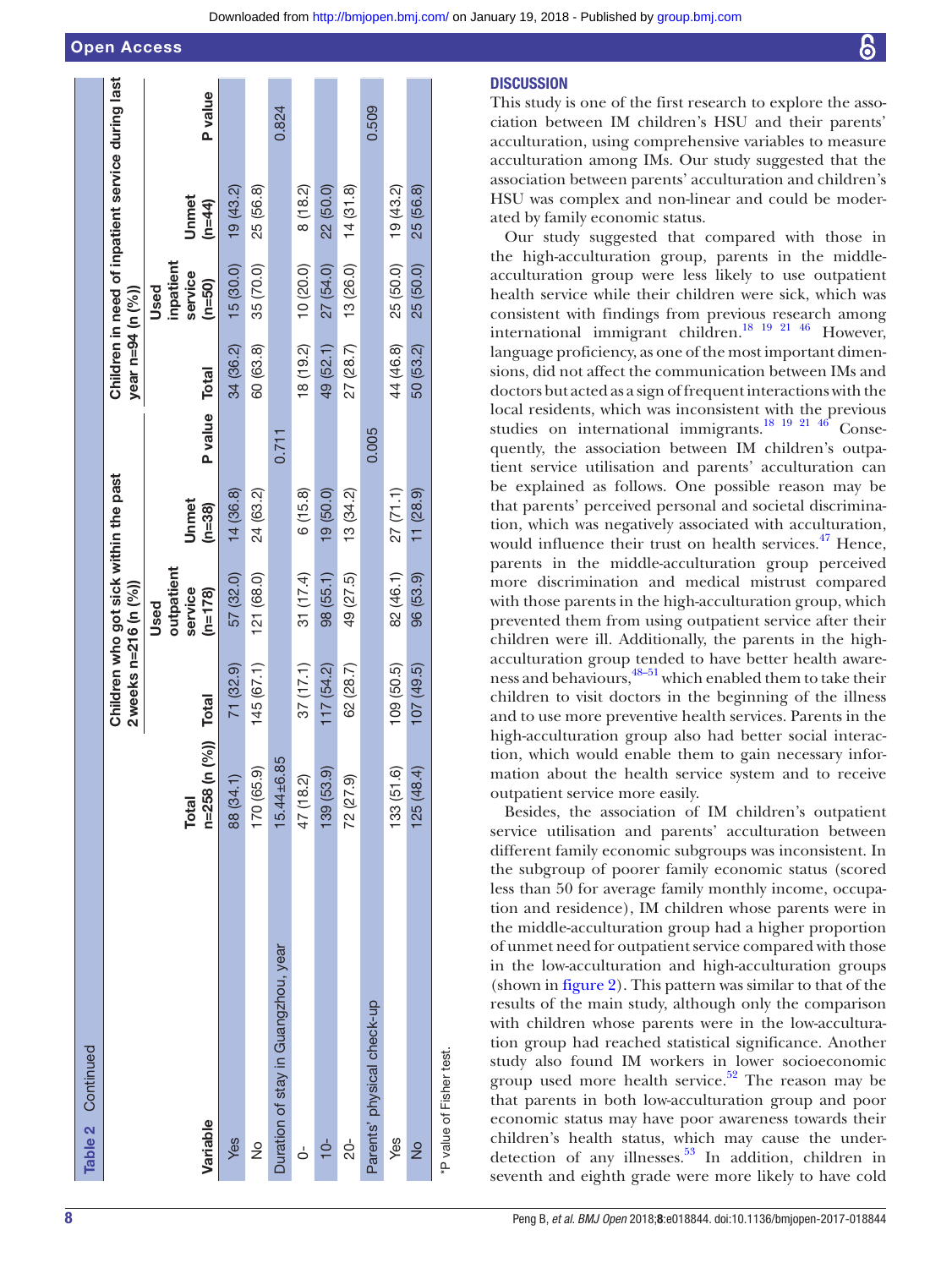**Table 2** Continued

| Variable | Total n=258 (n (%)) | Children who got sick within the past 2 weeks n=216 (n (%)) Total | Used outpatient service (n=178) | Unmet (n=38) | P value | Children in need of inpatient service during last year n=94 (n (%)) Total | Used inpatient service (n=50) | Unmet (n=44) | P value |
|---|---|---|---|---|---|---|---|---|---|
| Yes | 88 (34.1) | 71 (32.9) | 57 (32.0) | 14 (36.8) | | 34 (36.2) | 15 (30.0) | 19 (43.2) | |
| No | 170 (65.9) | 145 (67.1) | 121 (68.0) | 24 (63.2) | | 60 (63.8) | 35 (70.0) | 25 (56.8) | |
| Duration of stay in Guangzhou, year | 15.44±6.85 | | | | 0.711 | | | | 0.824 |
| 0- | 47 (18.2) | 37 (17.1) | 31 (17.4) | 6 (15.8) | | 18 (19.2) | 10 (20.0) | 8 (18.2) | |
| 10- | 139 (53.9) | 117 (54.2) | 98 (55.1) | 19 (50.0) | | 49 (52.1) | 27 (54.0) | 22 (50.0) | |
| 20- | 72 (27.9) | 62 (28.7) | 49 (27.5) | 13 (34.2) | | 27 (28.7) | 13 (26.0) | 14 (31.8) | |
| Parents' physical check-up | | | | | 0.005 | | | | 0.509 |
| Yes | 133 (51.6) | 109 (50.5) | 82 (46.1) | 27 (71.1) | | 44 (46.8) | 25 (50.0) | 19 (43.2) | |
| No | 125 (48.4) | 107 (49.5) | 96 (53.9) | 11 (28.9) | | 50 (53.2) | 25 (50.0) | 25 (56.8) | |

*P value of Fisher test.

## DISCUSSION

This study is one of the first research to explore the association between IM children's HSU and their parents' acculturation, using comprehensive variables to measure acculturation among IMs. Our study suggested that the association between parents' acculturation and children's HSU was complex and non-linear and could be moderated by family economic status.

Our study suggested that compared with those in the high-acculturation group, parents in the middle-acculturation group were less likely to use outpatient health service while their children were sick, which was consistent with findings from previous research among international immigrant children.[18 19 21 46] However, language proficiency, as one of the most important dimensions, did not affect the communication between IMs and doctors but acted as a sign of frequent interactions with the local residents, which was inconsistent with the previous studies on international immigrants.[18 19 21 46] Consequently, the association between IM children's outpatient service utilisation and parents' acculturation can be explained as follows. One possible reason may be that parents' perceived personal and societal discrimination, which was negatively associated with acculturation, would influence their trust on health services.[47] Hence, parents in the middle-acculturation group perceived more discrimination and medical mistrust compared with those parents in the high-acculturation group, which prevented them from using outpatient service after their children were ill. Additionally, the parents in the high-acculturation group tended to have better health awareness and behaviours,[48–51] which enabled them to take their children to visit doctors in the beginning of the illness and to use more preventive health services. Parents in the high-acculturation group also had better social interaction, which would enable them to gain necessary information about the health service system and to receive outpatient service more easily.

Besides, the association of IM children's outpatient service utilisation and parents' acculturation between different family economic subgroups was inconsistent. In the subgroup of poorer family economic status (scored less than 50 for average family monthly income, occupation and residence), IM children whose parents were in the middle-acculturation group had a higher proportion of unmet need for outpatient service compared with those in the low-acculturation and high-acculturation groups (shown in figure 2). This pattern was similar to that of the results of the main study, although only the comparison with children whose parents were in the low-acculturation group had reached statistical significance. Another study also found IM workers in lower socioeconomic group used more health service.[52] The reason may be that parents in both low-acculturation group and poor economic status may have poor awareness towards their children's health status, which may cause the under-detection of any illnesses.[53] In addition, children in seventh and eighth grade were more likely to have cold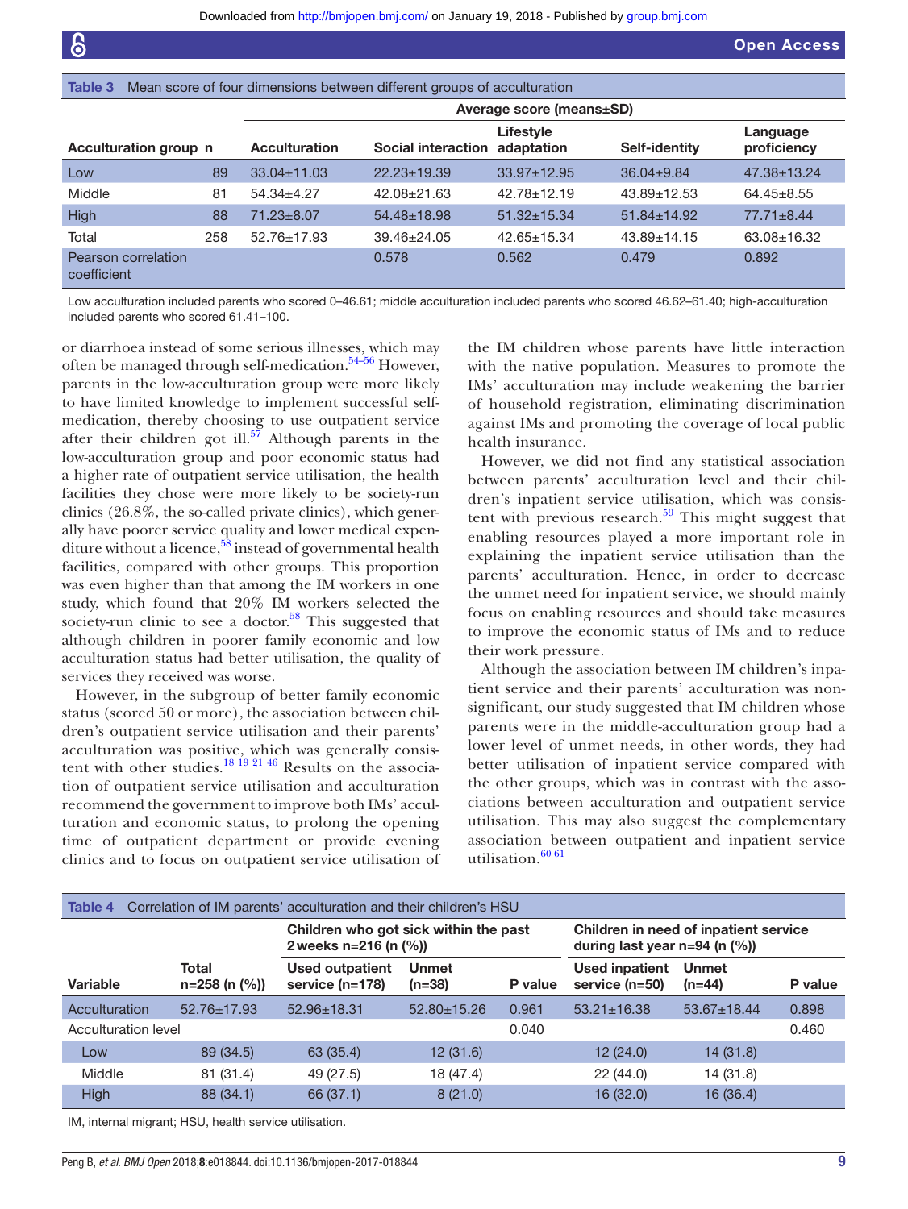**Table 3** Mean score of four dimensions between different groups of acculturation

| Acculturation group | n | Acculturation | Social interaction | Lifestyle adaptation | Self-identity | Language proficiency |
|---|---|---|---|---|---|---|
| | | Average score (means±SD) | | | | |
| Low | 89 | 33.04±11.03 | 22.23±19.39 | 33.97±12.95 | 36.04±9.84 | 47.38±13.24 |
| Middle | 81 | 54.34±4.27 | 42.08±21.63 | 42.78±12.19 | 43.89±12.53 | 64.45±8.55 |
| High | 88 | 71.23±8.07 | 54.48±18.98 | 51.32±15.34 | 51.84±14.92 | 77.71±8.44 |
| Total | 258 | 52.76±17.93 | 39.46±24.05 | 42.65±15.34 | 43.89±14.15 | 63.08±16.32 |
| Pearson correlation coefficient | | | 0.578 | 0.562 | 0.479 | 0.892 |

Low acculturation included parents who scored 0–46.61; middle acculturation included parents who scored 46.62–61.40; high-acculturation included parents who scored 61.41–100.

or diarrhoea instead of some serious illnesses, which may often be managed through self-medication.[54–56] However, parents in the low-acculturation group were more likely to have limited knowledge to implement successful self-medication, thereby choosing to use outpatient service after their children got ill.[57] Although parents in the low-acculturation group and poor economic status had a higher rate of outpatient service utilisation, the health facilities they chose were more likely to be society-run clinics (26.8%, the so-called private clinics), which generally have poorer service quality and lower medical expenditure without a licence,[58] instead of governmental health facilities, compared with other groups. This proportion was even higher than that among the IM workers in one study, which found that 20% IM workers selected the society-run clinic to see a doctor.[58] This suggested that although children in poorer family economic and low acculturation status had better utilisation, the quality of services they received was worse.

However, in the subgroup of better family economic status (scored 50 or more), the association between children's outpatient service utilisation and their parents' acculturation was positive, which was generally consistent with other studies.[18 19 21 46] Results on the association of outpatient service utilisation and acculturation recommend the government to improve both IMs' acculturation and economic status, to prolong the opening time of outpatient department or provide evening clinics and to focus on outpatient service utilisation of the IM children whose parents have little interaction with the native population. Measures to promote the IMs' acculturation may include weakening the barrier of household registration, eliminating discrimination against IMs and promoting the coverage of local public health insurance.

However, we did not find any statistical association between parents' acculturation level and their children's inpatient service utilisation, which was consistent with previous research.[59] This might suggest that enabling resources played a more important role in explaining the inpatient service utilisation than the parents' acculturation. Hence, in order to decrease the unmet need for inpatient service, we should mainly focus on enabling resources and should take measures to improve the economic status of IMs and to reduce their work pressure.

Although the association between IM children's inpatient service and their parents' acculturation was non-significant, our study suggested that IM children whose parents were in the middle-acculturation group had a lower level of unmet needs, in other words, they had better utilisation of inpatient service compared with the other groups, which was in contrast with the associations between acculturation and outpatient service utilisation. This may also suggest the complementary association between outpatient and inpatient service utilisation.[60 61]

**Table 4** Correlation of IM parents' acculturation and their children's HSU

| | | Children who got sick within the past 2 weeks n=216 (n (%)) | | | Children in need of inpatient service during last year n=94 (n (%)) | | |
|---|---|---|---|---|---|---|---|
| **Variable** | **Total n=258 (n (%))** | **Used outpatient service (n=178)** | **Unmet (n=38)** | **P value** | **Used inpatient service (n=50)** | **Unmet (n=44)** | **P value** |
| Acculturation | 52.76±17.93 | 52.96±18.31 | 52.80±15.26 | 0.961 | 53.21±16.38 | 53.67±18.44 | 0.898 |
| Acculturation level | | | | 0.040 | | | 0.460 |
| Low | 89 (34.5) | 63 (35.4) | 12 (31.6) | | 12 (24.0) | 14 (31.8) | |
| Middle | 81 (31.4) | 49 (27.5) | 18 (47.4) | | 22 (44.0) | 14 (31.8) | |
| High | 88 (34.1) | 66 (37.1) | 8 (21.0) | | 16 (32.0) | 16 (36.4) | |

IM, internal migrant; HSU, health service utilisation.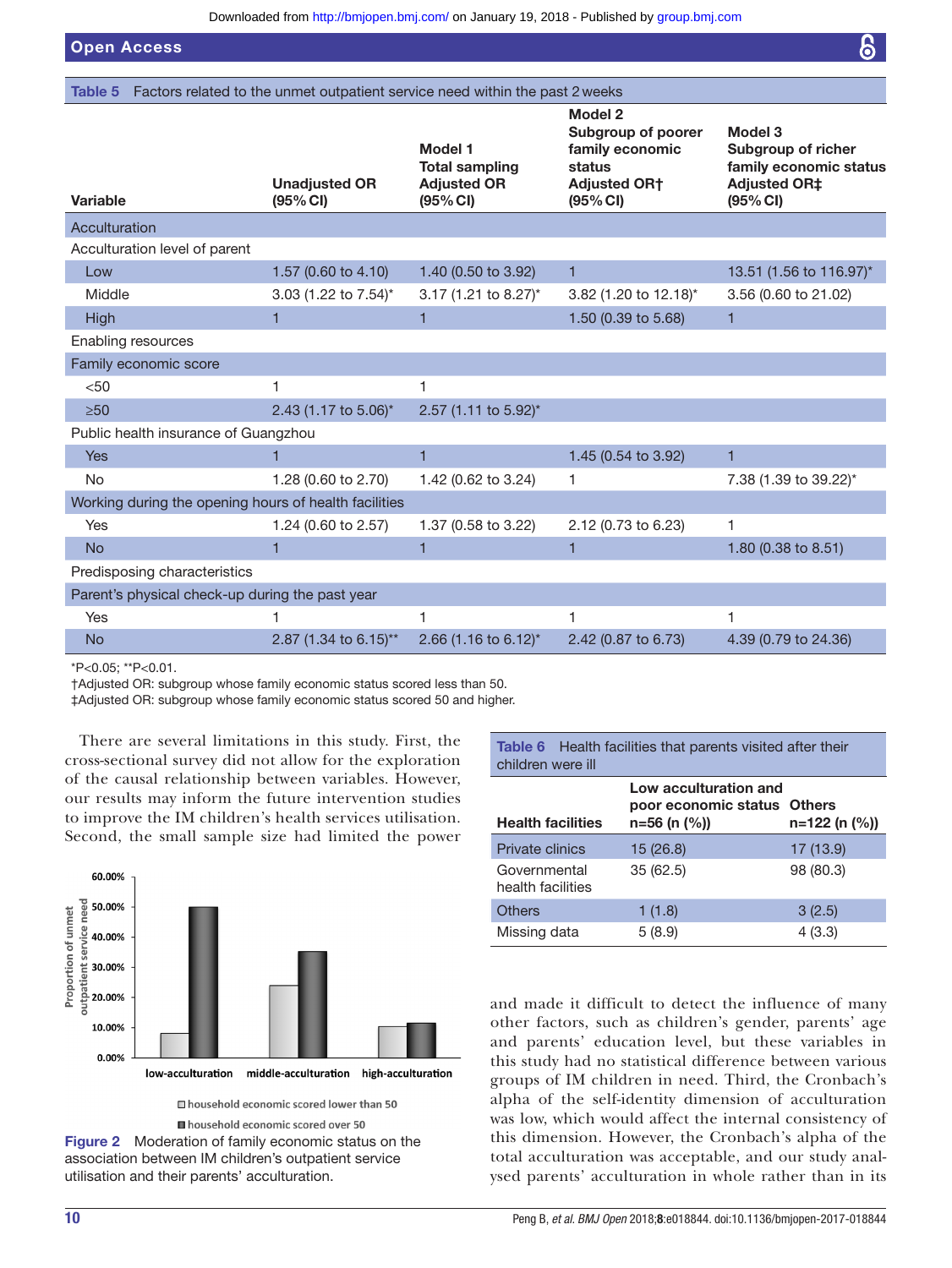**Table 5** Factors related to the unmet outpatient service need within the past 2 weeks

| Variable | Unadjusted OR (95% CI) | Model 1 Total sampling Adjusted OR (95% CI) | Model 2 Subgroup of poorer family economic status Adjusted OR† (95% CI) | Model 3 Subgroup of richer family economic status Adjusted OR‡ (95% CI) |
|---|---|---|---|---|
| Acculturation | | | | |
| Acculturation level of parent | | | | |
| Low | 1.57 (0.60 to 4.10) | 1.40 (0.50 to 3.92) | 1 | 13.51 (1.56 to 116.97)* |
| Middle | 3.03 (1.22 to 7.54)* | 3.17 (1.21 to 8.27)* | 3.82 (1.20 to 12.18)* | 3.56 (0.60 to 21.02) |
| High | 1 | 1 | 1.50 (0.39 to 5.68) | 1 |
| Enabling resources | | | | |
| Family economic score | | | | |
| <50 | 1 | 1 | | |
| ≥50 | 2.43 (1.17 to 5.06)* | 2.57 (1.11 to 5.92)* | | |
| Public health insurance of Guangzhou | | | | |
| Yes | 1 | 1 | 1.45 (0.54 to 3.92) | 1 |
| No | 1.28 (0.60 to 2.70) | 1.42 (0.62 to 3.24) | 1 | 7.38 (1.39 to 39.22)* |
| Working during the opening hours of health facilities | | | | |
| Yes | 1.24 (0.60 to 2.57) | 1.37 (0.58 to 3.22) | 2.12 (0.73 to 6.23) | 1 |
| No | 1 | 1 | 1 | 1.80 (0.38 to 8.51) |
| Predisposing characteristics | | | | |
| Parent's physical check-up during the past year | | | | |
| Yes | 1 | 1 | 1 | 1 |
| No | 2.87 (1.34 to 6.15)** | 2.66 (1.16 to 6.12)* | 2.42 (0.87 to 6.73) | 4.39 (0.79 to 24.36) |

*P<0.05; **P<0.01.
†Adjusted OR: subgroup whose family economic status scored less than 50.
‡Adjusted OR: subgroup whose family economic status scored 50 and higher.

There are several limitations in this study. First, the cross-sectional survey did not allow for the exploration of the causal relationship between variables. However, our results may inform the future intervention studies to improve the IM children's health services utilisation. Second, the small sample size had limited the power and made it difficult to detect the influence of many other factors, such as children's gender, parents' age and parents' education level, but these variables in this study had no statistical difference between various groups of IM children in need. Third, the Cronbach's alpha of the self-identity dimension of acculturation was low, which would affect the internal consistency of this dimension. However, the Cronbach's alpha of the total acculturation was acceptable, and our study analysed parents' acculturation in whole rather than in its

**Figure 2** Moderation of family economic status on the association between IM children's outpatient service utilisation and their parents' acculturation.

**Table 6** Health facilities that parents visited after their children were ill

| Health facilities | Low acculturation and poor economic status n=56 (n (%)) | Others n=122 (n (%)) |
|---|---|---|
| Private clinics | 15 (26.8) | 17 (13.9) |
| Governmental health facilities | 35 (62.5) | 98 (80.3) |
| Others | 1 (1.8) | 3 (2.5) |
| Missing data | 5 (8.9) | 4 (3.3) |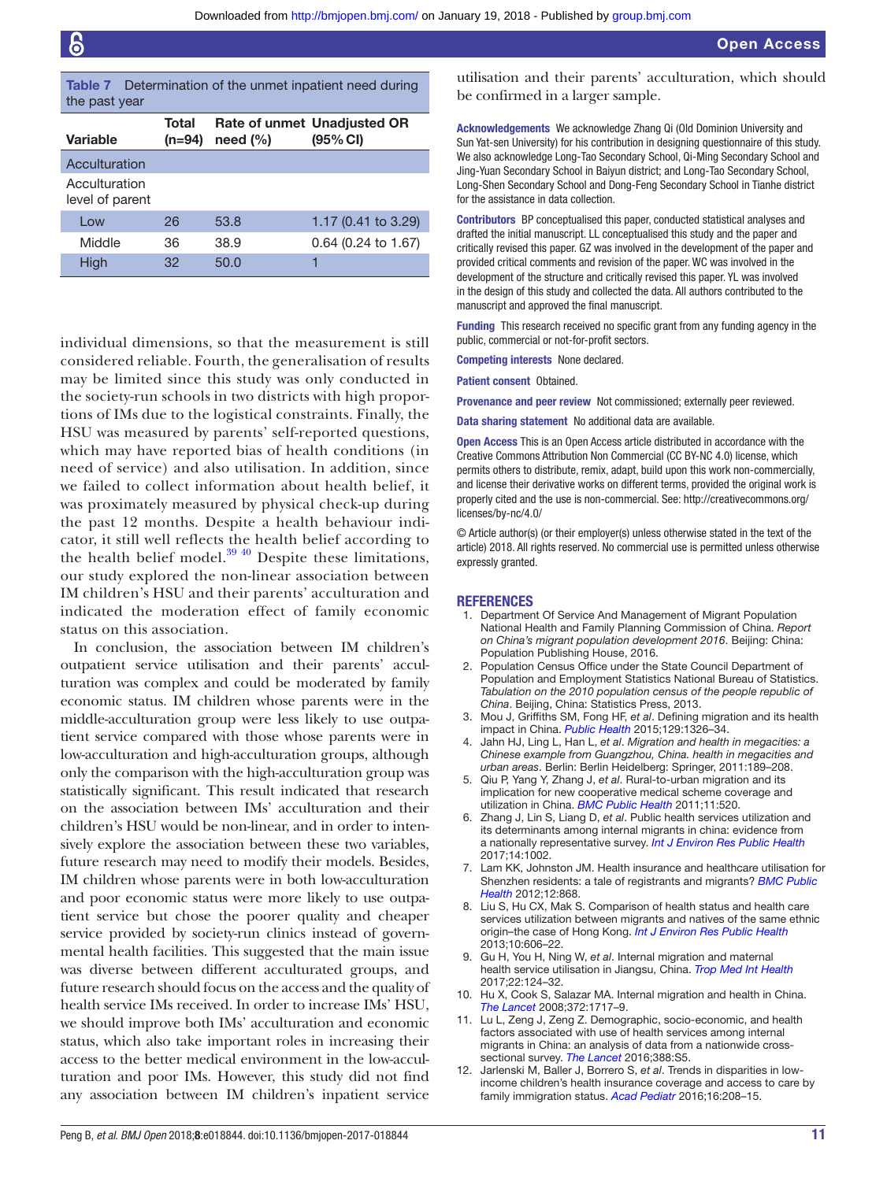**Table 7** Determination of the unmet inpatient need during the past year

| Variable | Total (n=94) | Rate of unmet need (%) | Unadjusted OR (95% CI) |
|---|---|---|---|
| Acculturation | | | |
| Acculturation level of parent | | | |
| Low | 26 | 53.8 | 1.17 (0.41 to 3.29) |
| Middle | 36 | 38.9 | 0.64 (0.24 to 1.67) |
| High | 32 | 50.0 | 1 |

individual dimensions, so that the measurement is still considered reliable. Fourth, the generalisation of results may be limited since this study was only conducted in the society-run schools in two districts with high proportions of IMs due to the logistical constraints. Finally, the HSU was measured by parents' self-reported questions, which may have reported bias of health conditions (in need of service) and also utilisation. In addition, since we failed to collect information about health belief, it was proximately measured by physical check-up during the past 12 months. Despite a health behaviour indicator, it still well reflects the health belief according to the health belief model.[39 40] Despite these limitations, our study explored the non-linear association between IM children's HSU and their parents' acculturation and indicated the moderation effect of family economic status on this association.

In conclusion, the association between IM children's outpatient service utilisation and their parents' acculturation was complex and could be moderated by family economic status. IM children whose parents were in the middle-acculturation group were less likely to use outpatient service compared with those whose parents were in low-acculturation and high-acculturation groups, although only the comparison with the high-acculturation group was statistically significant. This result indicated that research on the association between IMs' acculturation and their children's HSU would be non-linear, and in order to intensively explore the association between these two variables, future research may need to modify their models. Besides, IM children whose parents were in both low-acculturation and poor economic status were more likely to use outpatient service but chose the poorer quality and cheaper service provided by society-run clinics instead of governmental health facilities. This suggested that the main issue was diverse between different acculturated groups, and future research should focus on the access and the quality of health service IMs received. In order to increase IMs' HSU, we should improve both IMs' acculturation and economic status, which also take important roles in increasing their access to the better medical environment in the low-acculturation and poor IMs. However, this study did not find any association between IM children's inpatient service utilisation and their parents' acculturation, which should be confirmed in a larger sample.

**Acknowledgements** We acknowledge Zhang Qi (Old Dominion University and Sun Yat-sen University) for his contribution in designing questionnaire of this study. We also acknowledge Long-Tao Secondary School, Qi-Ming Secondary School and Jing-Yuan Secondary School in Baiyun district; and Long-Tao Secondary School, Long-Shen Secondary School and Dong-Feng Secondary School in Tianhe district for the assistance in data collection.

**Contributors** BP conceptualised this paper, conducted statistical analyses and drafted the initial manuscript. LL conceptualised this study and the paper and critically revised this paper. GZ was involved in the development of the paper and provided critical comments and revision of the paper. WC was involved in the development of the structure and critically revised this paper. YL was involved in the design of this study and collected the data. All authors contributed to the manuscript and approved the final manuscript.

**Funding** This research received no specific grant from any funding agency in the public, commercial or not-for-profit sectors.

**Competing interests** None declared.

**Patient consent** Obtained.

**Provenance and peer review** Not commissioned; externally peer reviewed.

**Data sharing statement** No additional data are available.

**Open Access** This is an Open Access article distributed in accordance with the Creative Commons Attribution Non Commercial (CC BY-NC 4.0) license, which permits others to distribute, remix, adapt, build upon this work non-commercially, and license their derivative works on different terms, provided the original work is properly cited and the use is non-commercial. See: http://creativecommons.org/licenses/by-nc/4.0/

© Article author(s) (or their employer(s) unless otherwise stated in the text of the article) 2018. All rights reserved. No commercial use is permitted unless otherwise expressly granted.

## REFERENCES

1. Department Of Service And Management of Migrant Population National Health and Family Planning Commission of China. *Report on China's migrant population development 2016*. Beijing: China: Population Publishing House, 2016.
2. Population Census Office under the State Council Department of Population and Employment Statistics National Bureau of Statistics. *Tabulation on the 2010 population census of the people republic of China*. Beijing, China: Statistics Press, 2013.
3. Mou J, Griffiths SM, Fong HF, *et al*. Defining migration and its health impact in China. *Public Health* 2015;129:1326–34.
4. Jahn HJ, Ling L, Han L, *et al*. *Migration and health in megacities: a Chinese example from Guangzhou, China. health in megacities and urban areas*. Berlin: Berlin Heidelberg: Springer, 2011:189–208.
5. Qiu P, Yang Y, Zhang J, *et al*. Rural-to-urban migration and its implication for new cooperative medical scheme coverage and utilization in China. *BMC Public Health* 2011;11:520.
6. Zhang J, Lin S, Liang D, *et al*. Public health services utilization and its determinants among internal migrants in china: evidence from a nationally representative survey. *Int J Environ Res Public Health* 2017;14:1002.
7. Lam KK, Johnston JM. Health insurance and healthcare utilisation for Shenzhen residents: a tale of registrants and migrants? *BMC Public Health* 2012;12:868.
8. Liu S, Hu CX, Mak S. Comparison of health status and health care services utilization between migrants and natives of the same ethnic origin–the case of Hong Kong. *Int J Environ Res Public Health* 2013;10:606–22.
9. Gu H, You H, Ning W, *et al*. Internal migration and maternal health service utilisation in Jiangsu, China. *Trop Med Int Health* 2017;22:124–32.
10. Hu X, Cook S, Salazar MA. Internal migration and health in China. *The Lancet* 2008;372:1717–9.
11. Lu L, Zeng J, Zeng Z. Demographic, socio-economic, and health factors associated with use of health services among internal migrants in China: an analysis of data from a nationwide cross-sectional survey. *The Lancet* 2016;388:S5.
12. Jarlenski M, Baller J, Borrero S, *et al*. Trends in disparities in low-income children's health insurance coverage and access to care by family immigration status. *Acad Pediatr* 2016;16:208–15.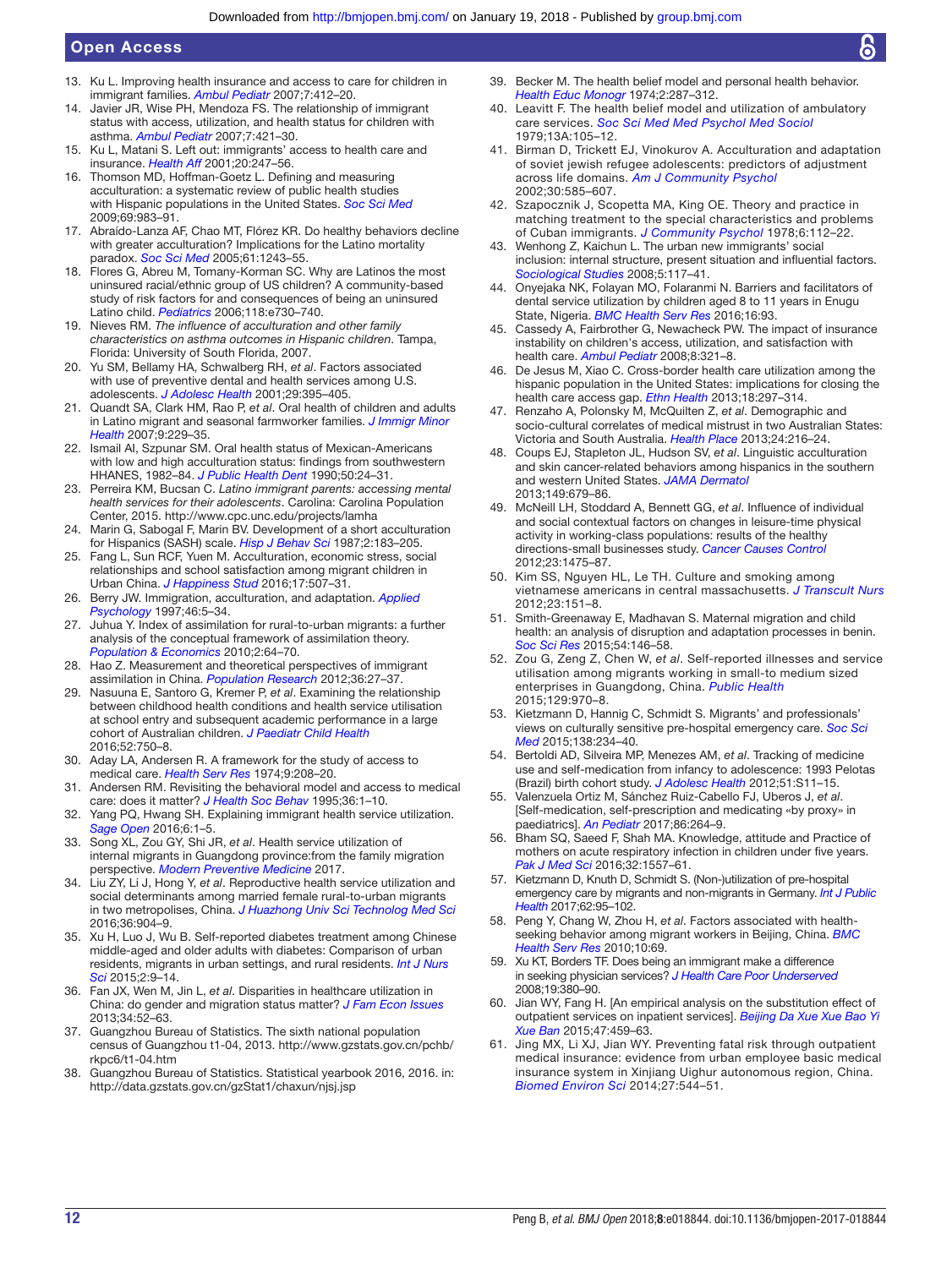13. Ku L. Improving health insurance and access to care for children in immigrant families. *Ambul Pediatr* 2007;7:412–20.
14. Javier JR, Wise PH, Mendoza FS. The relationship of immigrant status with access, utilization, and health status for children with asthma. *Ambul Pediatr* 2007;7:421–30.
15. Ku L, Matani S. Left out: immigrants' access to health care and insurance. *Health Aff* 2001;20:247–56.
16. Thomson MD, Hoffman-Goetz L. Defining and measuring acculturation: a systematic review of public health studies with Hispanic populations in the United States. *Soc Sci Med* 2009;69:983–91.
17. Abraído-Lanza AF, Chao MT, Flórez KR. Do healthy behaviors decline with greater acculturation? Implications for the Latino mortality paradox. *Soc Sci Med* 2005;61:1243–55.
18. Flores G, Abreu M, Tomany-Korman SC. Why are Latinos the most uninsured racial/ethnic group of US children? A community-based study of risk factors for and consequences of being an uninsured Latino child. *Pediatrics* 2006;118:e730–740.
19. Nieves RM. *The influence of acculturation and other family characteristics on asthma outcomes in Hispanic children*. Tampa, Florida: University of South Florida, 2007.
20. Yu SM, Bellamy HA, Schwalberg RH, *et al*. Factors associated with use of preventive dental and health services among U.S. adolescents. *J Adolesc Health* 2001;29:395–405.
21. Quandt SA, Clark HM, Rao P, *et al*. Oral health of children and adults in Latino migrant and seasonal farmworker families. *J Immigr Minor Health* 2007;9:229–35.
22. Ismail AI, Szpunar SM. Oral health status of Mexican-Americans with low and high acculturation status: findings from southwestern HHANES, 1982–84. *J Public Health Dent* 1990;50:24–31.
23. Perreira KM, Bucsan C. *Latino immigrant parents: accessing mental health services for their adolescents*. Carolina: Carolina Population Center, 2015. http://www.cpc.unc.edu/projects/lamha
24. Marin G, Sabogal F, Marin BV. Development of a short acculturation for Hispanics (SASH) scale. *Hisp J Behav Sci* 1987;2:183–205.
25. Fang L, Sun RCF, Yuen M. Acculturation, economic stress, social relationships and school satisfaction among migrant children in Urban China. *J Happiness Stud* 2016;17:507–31.
26. Berry JW. Immigration, acculturation, and adaptation. *Applied Psychology* 1997;46:5–34.
27. Juhua Y. Index of assimilation for rural-to-urban migrants: a further analysis of the conceptual framework of assimilation theory. *Population & Economics* 2010;2:64–70.
28. Hao Z. Measurement and theoretical perspectives of immigrant assimilation in China. *Population Research* 2012;36:27–37.
29. Nasuuna E, Santoro G, Kremer P, *et al*. Examining the relationship between childhood health conditions and health service utilisation at school entry and subsequent academic performance in a large cohort of Australian children. *J Paediatr Child Health* 2016;52:750–8.
30. Aday LA, Andersen R. A framework for the study of access to medical care. *Health Serv Res* 1974;9:208–20.
31. Andersen RM. Revisiting the behavioral model and access to medical care: does it matter? *J Health Soc Behav* 1995;36:1–10.
32. Yang PQ, Hwang SH. Explaining immigrant health service utilization. *Sage Open* 2016;6:1–5.
33. Song XL, Zou GY, Shi JR, *et al*. Health service utilization of internal migrants in Guangdong province:from the family migration perspective. *Modern Preventive Medicine* 2017.
34. Liu ZY, Li J, Hong Y, *et al*. Reproductive health service utilization and social determinants among married female rural-to-urban migrants in two metropolises, China. *J Huazhong Univ Sci Technolog Med Sci* 2016;36:904–9.
35. Xu H, Luo J, Wu B. Self-reported diabetes treatment among Chinese middle-aged and older adults with diabetes: Comparison of urban residents, migrants in urban settings, and rural residents. *Int J Nurs Sci* 2015;2:9–14.
36. Fan JX, Wen M, Jin L, *et al*. Disparities in healthcare utilization in China: do gender and migration status matter? *J Fam Econ Issues* 2013;34:52–63.
37. Guangzhou Bureau of Statistics. The sixth national population census of Guangzhou t1-04, 2013. http://www.gzstats.gov.cn/pchb/rkpc6/t1-04.htm
38. Guangzhou Bureau of Statistics. Statistical yearbook 2016, 2016. in: http://data.gzstats.gov.cn/gzStat1/chaxun/njsj.jsp
39. Becker M. The health belief model and personal health behavior. *Health Educ Monogr* 1974;2:287–312.
40. Leavitt F. The health belief model and utilization of ambulatory care services. *Soc Sci Med Med Psychol Med Sociol* 1979;13A:105–12.
41. Birman D, Trickett EJ, Vinokurov A. Acculturation and adaptation of soviet jewish refugee adolescents: predictors of adjustment across life domains. *Am J Community Psychol* 2002;30:585–607.
42. Szapocznik J, Scopetta MA, King OE. Theory and practice in matching treatment to the special characteristics and problems of Cuban immigrants. *J Community Psychol* 1978;6:112–22.
43. Wenhong Z, Kaichun L. The urban new immigrants' social inclusion: internal structure, present situation and influential factors. *Sociological Studies* 2008;5:117–41.
44. Onyejaka NK, Folayan MO, Folaranmi N. Barriers and facilitators of dental service utilization by children aged 8 to 11 years in Enugu State, Nigeria. *BMC Health Serv Res* 2016;16:93.
45. Cassedy A, Fairbrother G, Newacheck PW. The impact of insurance instability on children's access, utilization, and satisfaction with health care. *Ambul Pediatr* 2008;8:321–8.
46. De Jesus M, Xiao C. Cross-border health care utilization among the hispanic population in the United States: implications for closing the health care access gap. *Ethn Health* 2013;18:297–314.
47. Renzaho A, Polonsky M, McQuilten Z, *et al*. Demographic and socio-cultural correlates of medical mistrust in two Australian States: Victoria and South Australia. *Health Place* 2013;24:216–24.
48. Coups EJ, Stapleton JL, Hudson SV, *et al*. Linguistic acculturation and skin cancer-related behaviors among hispanics in the southern and western United States. *JAMA Dermatol* 2013;149:679–86.
49. McNeill LH, Stoddard A, Bennett GG, *et al*. Influence of individual and social contextual factors on changes in leisure-time physical activity in working-class populations: results of the healthy directions-small businesses study. *Cancer Causes Control* 2012;23:1475–87.
50. Kim SS, Nguyen HL, Le TH. Culture and smoking among vietnamese americans in central massachusetts. *J Transcult Nurs* 2012;23:151–8.
51. Smith-Greenaway E, Madhavan S. Maternal migration and child health: an analysis of disruption and adaptation processes in benin. *Soc Sci Res* 2015;54:146–58.
52. Zou G, Zeng Z, Chen W, *et al*. Self-reported illnesses and service utilisation among migrants working in small-to medium sized enterprises in Guangdong, China. *Public Health* 2015;129:970–8.
53. Kietzmann D, Hannig C, Schmidt S. Migrants' and professionals' views on culturally sensitive pre-hospital emergency care. *Soc Sci Med* 2015;138:234–40.
54. Bertoldi AD, Silveira MP, Menezes AM, *et al*. Tracking of medicine use and self-medication from infancy to adolescence: 1993 Pelotas (Brazil) birth cohort study. *J Adolesc Health* 2012;51:S11–15.
55. Valenzuela Ortiz M, Sánchez Ruiz-Cabello FJ, Uberos J, *et al*. [Self-medication, self-prescription and medicating «by proxy» in paediatrics]. *An Pediatr* 2017;86:264–9.
56. Bham SQ, Saeed F, Shah MA. Knowledge, attitude and Practice of mothers on acute respiratory infection in children under five years. *Pak J Med Sci* 2016;32:1557–61.
57. Kietzmann D, Knuth D, Schmidt S. (Non-)utilization of pre-hospital emergency care by migrants and non-migrants in Germany. *Int J Public Health* 2017;62:95–102.
58. Peng Y, Chang W, Zhou H, *et al*. Factors associated with health-seeking behavior among migrant workers in Beijing, China. *BMC Health Serv Res* 2010;10:69.
59. Xu KT, Borders TF. Does being an immigrant make a difference in seeking physician services? *J Health Care Poor Underserved* 2008;19:380–90.
60. Jian WY, Fang H. [An empirical analysis on the substitution effect of outpatient services on inpatient services]. *Beijing Da Xue Xue Bao Yi Xue Ban* 2015;47:459–63.
61. Jing MX, Li XJ, Jian WY. Preventing fatal risk through outpatient medical insurance: evidence from urban employee basic medical insurance system in Xinjiang Uighur autonomous region, China. *Biomed Environ Sci* 2014;27:544–51.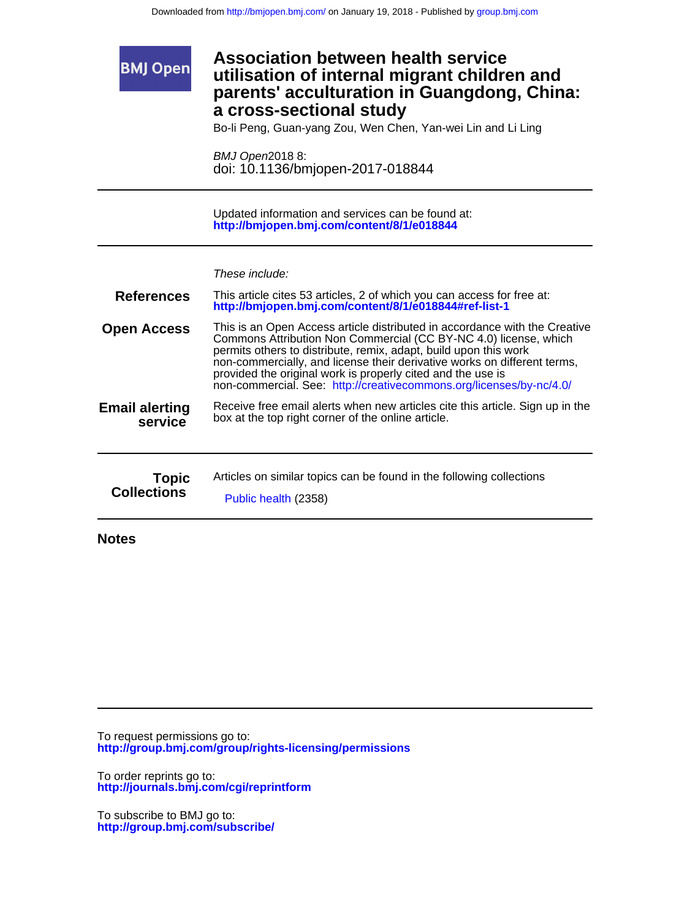Downloaded from http://bmjopen.bmj.com/ on January 19, 2018 - Published by group.bmj.com

BMJ Open

# Association between health service utilisation of internal migrant children and parents' acculturation in Guangdong, China: a cross-sectional study

Bo-li Peng, Guan-yang Zou, Wen Chen, Yan-wei Lin and Li Ling

*BMJ Open*2018 8:
doi: 10.1136/bmjopen-2017-018844

Updated information and services can be found at:
**http://bmjopen.bmj.com/content/8/1/e018844**

*These include:*

| | |
|---|---|
| **References** | This article cites 53 articles, 2 of which you can access for free at: **http://bmjopen.bmj.com/content/8/1/e018844#ref-list-1** |
| **Open Access** | This is an Open Access article distributed in accordance with the Creative Commons Attribution Non Commercial (CC BY-NC 4.0) license, which permits others to distribute, remix, adapt, build upon this work non-commercially, and license their derivative works on different terms, provided the original work is properly cited and the use is non-commercial. See: http://creativecommons.org/licenses/by-nc/4.0/ |
| **Email alerting service** | Receive free email alerts when new articles cite this article. Sign up in the box at the top right corner of the online article. |
| **Topic Collections** | Articles on similar topics can be found in the following collections<br>Public health (2358) |

## Notes

To request permissions go to:
**http://group.bmj.com/group/rights-licensing/permissions**

To order reprints go to:
**http://journals.bmj.com/cgi/reprintform**

To subscribe to BMJ go to:
**http://group.bmj.com/subscribe/**